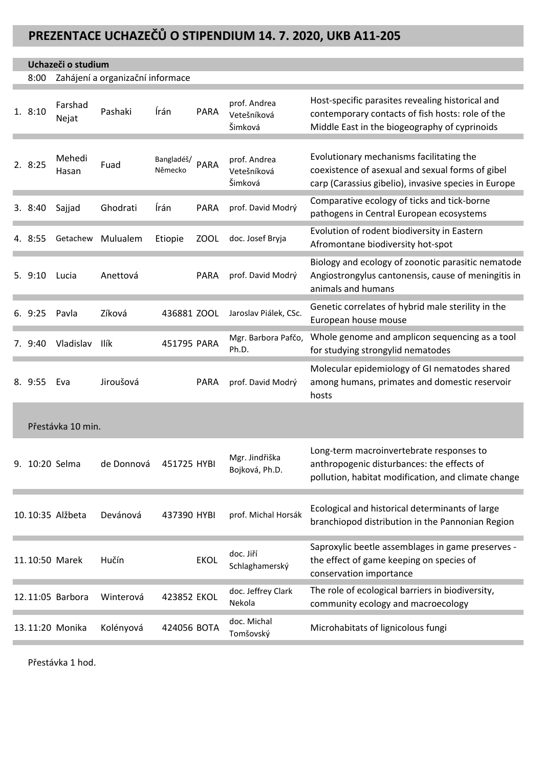# PREZENTACE UCHAZEČŮ O STIPENDIUM 14. 7. 2020, UKB A11-205

**Uchazeči o studium**

| # | Čas | Jméno | Příjmení | Země / UČO | Obor | Školitel | Téma |
|---|---|---|---|---|---|---|---|
| | 8:00 | Zahájení a organizační informace | | | | | |
| 1. | 8:10 | Farshad Nejat | Pashaki | Írán | PARA | prof. Andrea Vetešníková Šimková | Host-specific parasites revealing historical and contemporary contacts of fish hosts: role of the Middle East in the biogeography of cyprinoids |
| 2. | 8:25 | Mehedi Hasan | Fuad | Bangladéš/ Německo | PARA | prof. Andrea Vetešníková Šimková | Evolutionary mechanisms facilitating the coexistence of asexual and sexual forms of gibel carp (Carassius gibelio), invasive species in Europe |
| 3. | 8:40 | Sajjad | Ghodrati | Írán | PARA | prof. David Modrý | Comparative ecology of ticks and tick-borne pathogens in Central European ecosystems |
| 4. | 8:55 | Getachew | Mulualem | Etiopie | ZOOL | doc. Josef Bryja | Evolution of rodent biodiversity in Eastern Afromontane biodiversity hot-spot |
| 5. | 9:10 | Lucia | Anettová | | PARA | prof. David Modrý | Biology and ecology of zoonotic parasitic nematode Angiostrongylus cantonensis, cause of meningitis in animals and humans |
| 6. | 9:25 | Pavla | Zíková | 436881 | ZOOL | Jaroslav Piálek, CSc. | Genetic correlates of hybrid male sterility in the European house mouse |
| 7. | 9:40 | Vladislav | Ilík | 451795 | PARA | Mgr. Barbora Pafčo, Ph.D. | Whole genome and amplicon sequencing as a tool for studying strongylid nematodes |
| 8. | 9:55 | Eva | Jiroušová | | PARA | prof. David Modrý | Molecular epidemiology of GI nematodes shared among humans, primates and domestic reservoir hosts |
| | | Přestávka 10 min. | | | | | |
| 9. | 10:20 | Selma | de Donnová | 451725 | HYBI | Mgr. Jindřiška Bojková, Ph.D. | Long-term macroinvertebrate responses to anthropogenic disturbances: the effects of pollution, habitat modification, and climate change |
| 10. | 10:35 | Alžbeta | Devánová | 437390 | HYBI | prof. Michal Horsák | Ecological and historical determinants of large branchiopod distribution in the Pannonian Region |
| 11. | 10:50 | Marek | Hučín | | EKOL | doc. Jiří Schlaghamerský | Saproxylic beetle assemblages in game preserves - the effect of game keeping on species of conservation importance |
| 12. | 11:05 | Barbora | Winterová | 423852 | EKOL | doc. Jeffrey Clark Nekola | The role of ecological barriers in biodiversity, community ecology and macroecology |
| 13. | 11:20 | Monika | Kolényová | 424056 | BOTA | doc. Michal Tomšovský | Microhabitats of lignicolous fungi |

Přestávka 1 hod.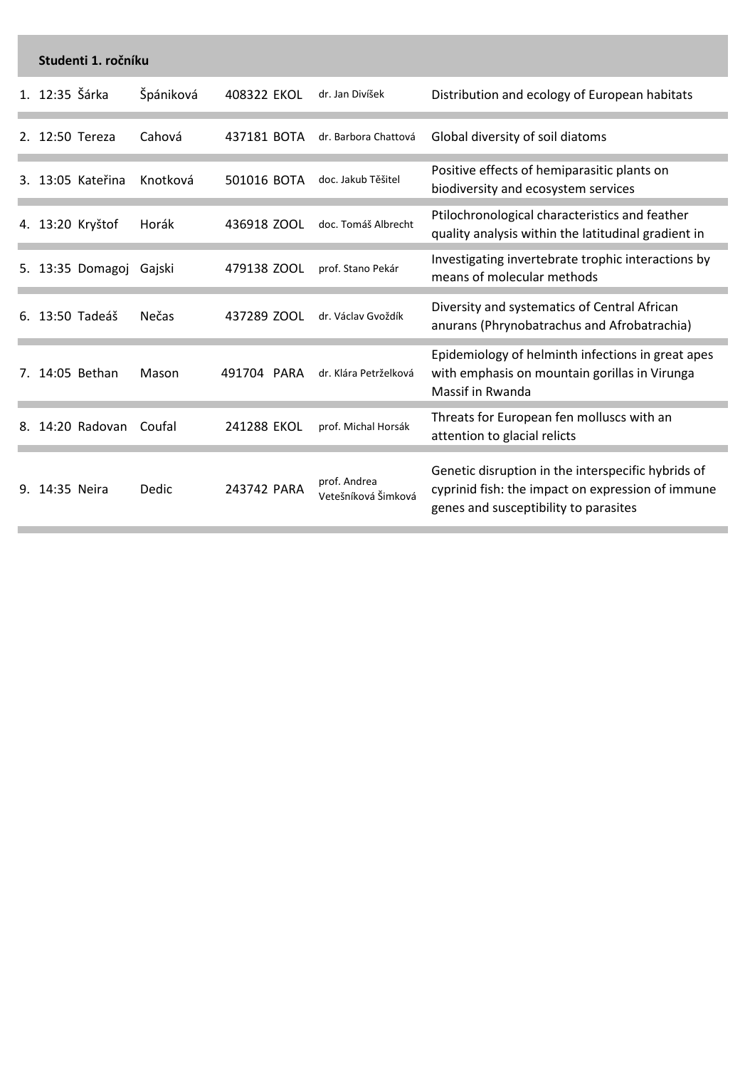**Studenti 1. ročníku**

| | | | | | | | |
|---|---|---|---|---|---|---|---|
| 1. | 12:35 | Šárka | Špániková | 408322 | EKOL | dr. Jan Divíšek | Distribution and ecology of European habitats |
| 2. | 12:50 | Tereza | Cahová | 437181 | BOTA | dr. Barbora Chattová | Global diversity of soil diatoms |
| 3. | 13:05 | Kateřina | Knotková | 501016 | BOTA | doc. Jakub Těšitel | Positive effects of hemiparasitic plants on biodiversity and ecosystem services |
| 4. | 13:20 | Kryštof | Horák | 436918 | ZOOL | doc. Tomáš Albrecht | Ptilochronological characteristics and feather quality analysis within the latitudinal gradient in |
| 5. | 13:35 | Domagoj | Gajski | 479138 | ZOOL | prof. Stano Pekár | Investigating invertebrate trophic interactions by means of molecular methods |
| 6. | 13:50 | Tadeáš | Nečas | 437289 | ZOOL | dr. Václav Gvoždík | Diversity and systematics of Central African anurans (Phrynobatrachus and Afrobatrachia) |
| 7. | 14:05 | Bethan | Mason | 491704 | PARA | dr. Klára Petrželková | Epidemiology of helminth infections in great apes with emphasis on mountain gorillas in Virunga Massif in Rwanda |
| 8. | 14:20 | Radovan | Coufal | 241288 | EKOL | prof. Michal Horsák | Threats for European fen molluscs with an attention to glacial relicts |
| 9. | 14:35 | Neira | Dedic | 243742 | PARA | prof. Andrea Vetešníková Šimková | Genetic disruption in the interspecific hybrids of cyprinid fish: the impact on expression of immune genes and susceptibility to parasites |